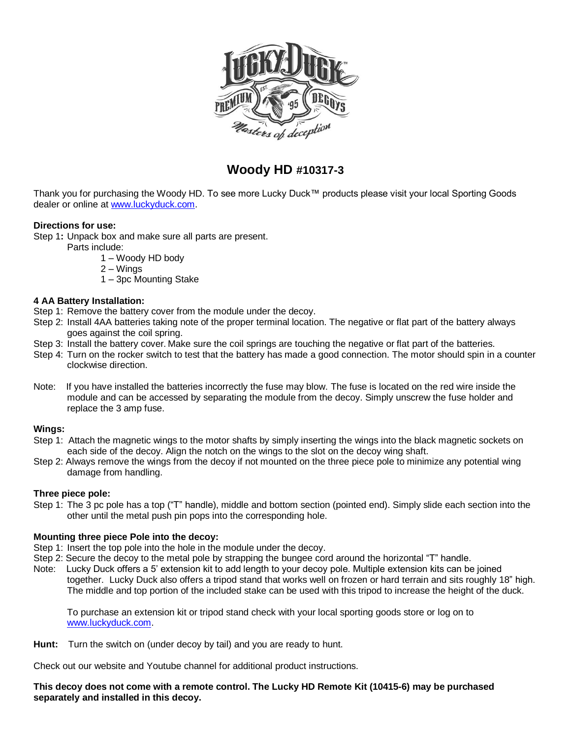# Woody HD #10317-3

Thank you for purchasing the Woody HD. To see more Lucky Duck™ products please visit your local Sporting Goods dealer or online at www.luckyduck.com.

**Directions for use:**

Step 1**:** Unpack box and make sure all parts are present.

Parts include:

- 1 – Woody HD body
- 2 – Wings
- 1 – 3pc Mounting Stake

**4 AA Battery Installation:**

Step 1: Remove the battery cover from the module under the decoy.

Step 2: Install 4AA batteries taking note of the proper terminal location. The negative or flat part of the battery always goes against the coil spring.

Step 3: Install the battery cover. Make sure the coil springs are touching the negative or flat part of the batteries.

Step 4: Turn on the rocker switch to test that the battery has made a good connection. The motor should spin in a counter clockwise direction.

Note: If you have installed the batteries incorrectly the fuse may blow. The fuse is located on the red wire inside the module and can be accessed by separating the module from the decoy. Simply unscrew the fuse holder and replace the 3 amp fuse.

**Wings:**

Step 1: Attach the magnetic wings to the motor shafts by simply inserting the wings into the black magnetic sockets on each side of the decoy. Align the notch on the wings to the slot on the decoy wing shaft.

Step 2: Always remove the wings from the decoy if not mounted on the three piece pole to minimize any potential wing damage from handling.

**Three piece pole:**

Step 1: The 3 pc pole has a top ("T" handle), middle and bottom section (pointed end). Simply slide each section into the other until the metal push pin pops into the corresponding hole.

**Mounting three piece Pole into the decoy:**

Step 1: Insert the top pole into the hole in the module under the decoy.

Step 2: Secure the decoy to the metal pole by strapping the bungee cord around the horizontal "T" handle.

Note: Lucky Duck offers a 5' extension kit to add length to your decoy pole. Multiple extension kits can be joined together. Lucky Duck also offers a tripod stand that works well on frozen or hard terrain and sits roughly 18" high. The middle and top portion of the included stake can be used with this tripod to increase the height of the duck.

To purchase an extension kit or tripod stand check with your local sporting goods store or log on to www.luckyduck.com.

**Hunt:** Turn the switch on (under decoy by tail) and you are ready to hunt.

Check out our website and Youtube channel for additional product instructions.

**This decoy does not come with a remote control. The Lucky HD Remote Kit (10415-6) may be purchased separately and installed in this decoy.**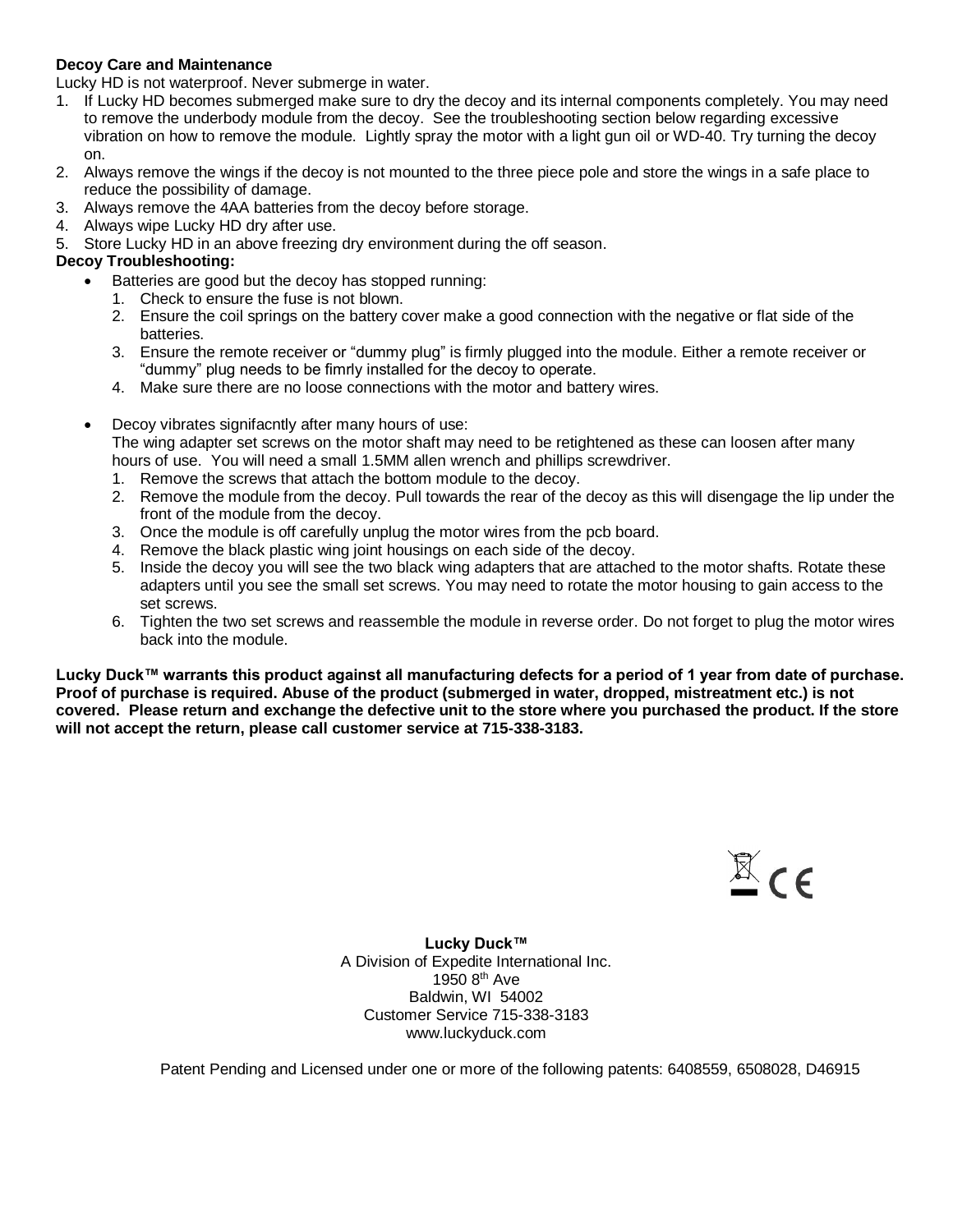**Decoy Care and Maintenance**

Lucky HD is not waterproof. Never submerge in water.

1. If Lucky HD becomes submerged make sure to dry the decoy and its internal components completely. You may need to remove the underbody module from the decoy. See the troubleshooting section below regarding excessive vibration on how to remove the module. Lightly spray the motor with a light gun oil or WD-40. Try turning the decoy on.
2. Always remove the wings if the decoy is not mounted to the three piece pole and store the wings in a safe place to reduce the possibility of damage.
3. Always remove the 4AA batteries from the decoy before storage.
4. Always wipe Lucky HD dry after use.
5. Store Lucky HD in an above freezing dry environment during the off season.

**Decoy Troubleshooting:**

- Batteries are good but the decoy has stopped running:
  1. Check to ensure the fuse is not blown.
  2. Ensure the coil springs on the battery cover make a good connection with the negative or flat side of the batteries.
  3. Ensure the remote receiver or "dummy plug" is firmly plugged into the module. Either a remote receiver or "dummy" plug needs to be fimrly installed for the decoy to operate.
  4. Make sure there are no loose connections with the motor and battery wires.

- Decoy vibrates signifacntly after many hours of use:
  The wing adapter set screws on the motor shaft may need to be retightened as these can loosen after many hours of use. You will need a small 1.5MM allen wrench and phillips screwdriver.
  1. Remove the screws that attach the bottom module to the decoy.
  2. Remove the module from the decoy. Pull towards the rear of the decoy as this will disengage the lip under the front of the module from the decoy.
  3. Once the module is off carefully unplug the motor wires from the pcb board.
  4. Remove the black plastic wing joint housings on each side of the decoy.
  5. Inside the decoy you will see the two black wing adapters that are attached to the motor shafts. Rotate these adapters until you see the small set screws. You may need to rotate the motor housing to gain access to the set screws.
  6. Tighten the two set screws and reassemble the module in reverse order. Do not forget to plug the motor wires back into the module.

**Lucky Duck™ warrants this product against all manufacturing defects for a period of 1 year from date of purchase. Proof of purchase is required. Abuse of the product (submerged in water, dropped, mistreatment etc.) is not covered. Please return and exchange the defective unit to the store where you purchased the product. If the store will not accept the return, please call customer service at 715-338-3183.**

**Lucky Duck™**
A Division of Expedite International Inc.
1950 8th Ave
Baldwin, WI 54002
Customer Service 715-338-3183
www.luckyduck.com

Patent Pending and Licensed under one or more of the following patents: 6408559, 6508028, D46915